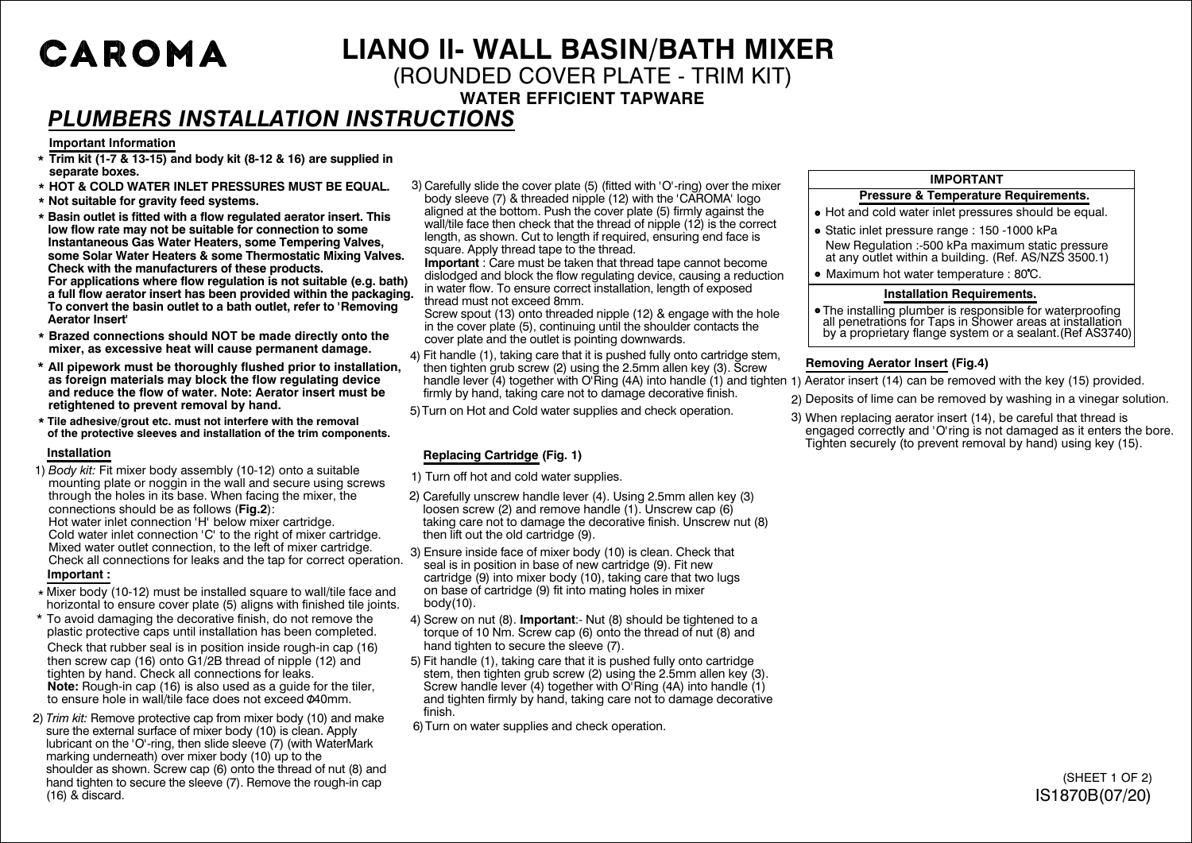CAROMA

# LIANO II- WALL BASIN/BATH MIXER

(ROUNDED COVER PLATE - TRIM KIT)

**WATER EFFICIENT TAPWARE**

## *PLUMBERS INSTALLATION INSTRUCTIONS*

### Important Information

* **Trim kit (1-7 & 13-15) and body kit (8-12 & 16) are supplied in separate boxes.**
* **HOT & COLD WATER INLET PRESSURES MUST BE EQUAL.**
* **Not suitable for gravity feed systems.**
* **Basin outlet is fitted with a flow regulated aerator insert. This low flow rate may not be suitable for connection to some Instantaneous Gas Water Heaters, some Tempering Valves, some Solar Water Heaters & some Thermostatic Mixing Valves. Check with the manufacturers of these products. For applications where flow regulation is not suitable (e.g. bath) a full flow aerator insert has been provided within the packaging. To convert the basin outlet to a bath outlet, refer to 'Removing Aerator Insert'**
* **Brazed connections should NOT be made directly onto the mixer, as excessive heat will cause permanent damage.**
* **All pipework must be flushed prior to installation, as foreign materials may block the flow regulating device and reduce the flow of water. Note: Aerator insert must be retightened to prevent removal by hand.**
* **Tile adhesive/grout etc. must not interfere with the removal of the protective sleeves and installation of the trim components.**

### Installation

1) *Body kit:* Fit mixer body assembly (10-12) onto a suitable mounting plate or noggin in the wall and secure using screws through the holes in its base. When facing the mixer, the connections should be as follows (**Fig.2**):
   Hot water inlet connection 'H' below mixer cartridge.
   Cold water inlet connection 'C' to the right of mixer cartridge.
   Mixed water outlet connection, to the left of mixer cartridge.
   Check all connections for leaks and the tap for correct operation.

   **Important :**
   * Mixer body (10-12) must be installed square to wall/tile face and horizontal to ensure cover plate (5) aligns with finished tile joints.
   * To avoid damaging the decorative finish, do not remove the plastic protective caps until installation has been completed.

   Check that rubber seal is in position inside rough-in cap (16) then screw cap (16) onto G1/2B thread of nipple (12) and tighten by hand. Check all connections for leaks.
   **Note:** Rough-in cap (16) is also used as a guide for the tiler, to ensure hole in wall/tile face does not exceed Φ40mm.

2) *Trim kit:* Remove protective cap from mixer body (10) and make sure the external surface of mixer body (10) is clean. Apply lubricant on the 'O'-ring, then slide sleeve (7) (with WaterMark marking underneath) over mixer body (10) up to the shoulder as shown. Screw cap (6) onto the thread of nut (8) and hand tighten to secure the sleeve (7). Remove the rough-in cap (16) & discard.

3) Carefully slide the cover plate (5) (fitted with 'O'-ring) over the mixer body sleeve (7) & threaded nipple (12) with the 'CAROMA' logo aligned at the bottom. Push the cover plate (5) firmly against the wall/tile face then check that the thread of nipple (12) is the correct length, as shown. Cut to length if required, ensuring end face is square. Apply thread tape to the thread.
   **Important** : Care must be taken that thread tape cannot become dislodged and block the flow regulating device, causing a reduction in water flow. To ensure correct installation, length of exposed thread must not exceed 8mm.
   Screw spout (13) onto threaded nipple (12) & engage with the hole in the cover plate (5), continuing until the shoulder contacts the cover plate and the outlet is pointing downwards.

4) Fit handle (1), taking care that it is pushed fully onto cartridge stem, then tighten grub screw (2) using the 2.5mm allen key (3). Screw handle lever (4) together with O'Ring (4A) into handle (1) and tighten firmly by hand, taking care not to damage decorative finish.

5) Turn on Hot and Cold water supplies and check operation.

### Replacing Cartridge (Fig. 1)

1) Turn off hot and cold water supplies.
2) Carefully unscrew handle lever (4). Using 2.5mm allen key (3) loosen screw (2) and remove handle (1). Unscrew cap (6) taking care not to damage the decorative finish. Unscrew nut (8) then lift out the old cartridge (9).
3) Ensure inside face of mixer body (10) is clean. Check that seal is in position in base of new cartridge (9). Fit new cartridge (9) into mixer body (10), taking care that two lugs on base of cartridge (9) fit into mating holes in mixer body(10).
4) Screw on nut (8). **Important**:- Nut (8) should be tightened to a torque of 10 Nm. Screw cap (6) onto the thread of nut (8) and hand tighten to secure the sleeve (7).
5) Fit handle (1), taking care that it is pushed fully onto cartridge stem, then tighten grub screw (2) using the 2.5mm allen key (3). Screw handle lever (4) together with O'Ring (4A) into handle (1) and tighten firmly by hand, taking care not to damage decorative finish.
6) Turn on water supplies and check operation.

### IMPORTANT

**Pressure & Temperature Requirements.**

* Hot and cold water inlet pressures should be equal.
* Static inlet pressure range : 150 -1000 kPa
  New Regulation :-500 kPa maximum static pressure at any outlet within a building. (Ref. AS/NZS 3500.1)
* Maximum hot water temperature : 80°C.

**Installation Requirements.**

* The installing plumber is responsible for waterproofing all penetrations for Taps in Shower areas at installation by a proprietary flange system or a sealant.(Ref AS3740)

### Removing Aerator Insert (Fig.4)

1) Aerator insert (14) can be removed with the key (15) provided.
2) Deposits of lime can be removed by washing in a vinegar solution.
3) When replacing aerator insert (14), be careful that thread is engaged correctly and 'O'ring is not damaged as it enters the bore. Tighten securely (to prevent removal by hand) using key (15).

(SHEET 1 OF 2)
IS1870B(07/20)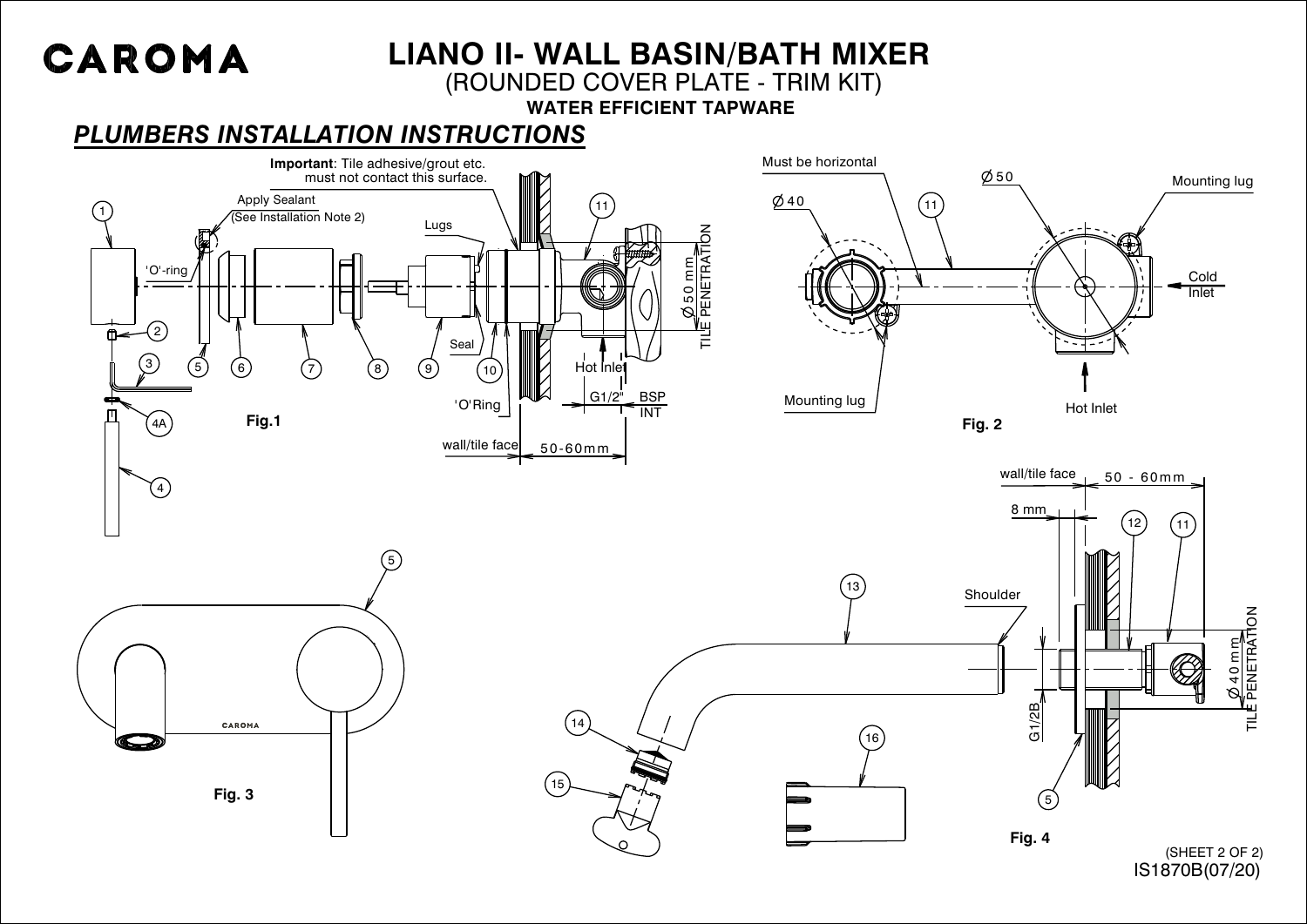CAROMA

# LIANO II- WALL BASIN/BATH MIXER

(ROUNDED COVER PLATE - TRIM KIT)

**WATER EFFICIENT TAPWARE**

## *PLUMBERS INSTALLATION INSTRUCTIONS*

**Important**: Tile adhesive/grout etc. must not contact this surface.

Apply Sealant (See Installation Note 2)

'O'-ring

Lugs

Seal

'O'Ring

Hot Inlet

G1/2" BSP INT

Ø 50 mm TILE PENETRATION

wall/tile face

50-60mm

1 2 3 4A 4 5 6 7 8 9 10 11

Fig.1

Must be horizontal

Ø 40

Ø 50

Mounting lug

Cold Inlet

Mounting lug

Hot Inlet

11

Fig. 2

5

CAROMA

Fig. 3

wall/tile face

50 - 60mm

8 mm

Shoulder

G1/2B

Ø 40 mm TILE PENETRATION

11 12 13 14 15 16 5

Fig. 4

(SHEET 2 OF 2)
IS1870B(07/20)